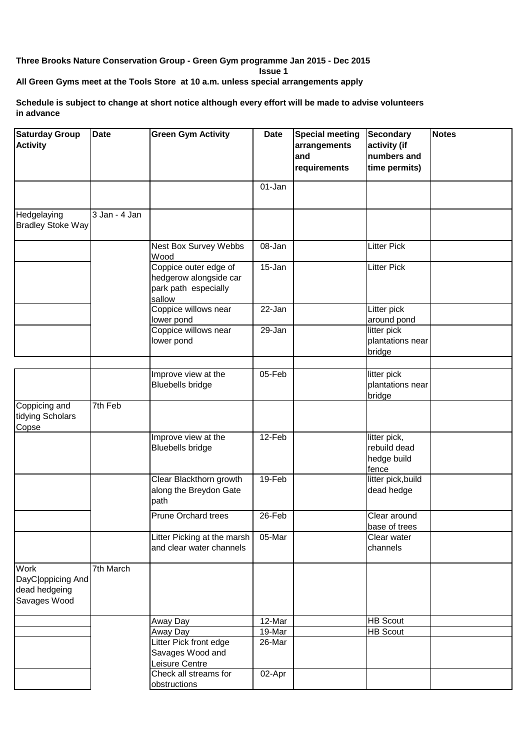**Three Brooks Nature Conservation Group - Green Gym programme Jan 2015 - Dec 2015**

**Issue 1**

**All Green Gyms meet at the Tools Store at 10 a.m. unless special arrangements apply**

**Schedule is subject to change at short notice although every effort will be made to advise volunteers in advance**

| Saturday Group Activity | Date | Green Gym Activity | Date | Special meeting arrangements and requirements | Secondary activity (if numbers and time permits) | Notes |
|---|---|---|---|---|---|---|
| | | | 01-Jan | | | |
| Hedgelaying Bradley Stoke Way | 3 Jan - 4 Jan | | | | | |
| | | Nest Box Survey Webbs Wood | 08-Jan | | Litter Pick | |
| | | Coppice outer edge of hedgerow alongside car park path especially sallow | 15-Jan | | Litter Pick | |
| | | Coppice willows near lower pond | 22-Jan | | Litter pick around pond | |
| | | Coppice willows near lower pond | 29-Jan | | litter pick plantations near bridge | |
| | | | | | | |
| | | Improve view at the Bluebells bridge | 05-Feb | | litter pick plantations near bridge | |
| Coppicing and tidying Scholars Copse | 7th Feb | | | | | |
| | | Improve view at the Bluebells bridge | 12-Feb | | litter pick, rebuild dead hedge build fence | |
| | | Clear Blackthorn growth along the Breydon Gate path | 19-Feb | | litter pick,build dead hedge | |
| | | Prune Orchard trees | 26-Feb | | Clear around base of trees | |
| | | Litter Picking at the marsh and clear water channels | 05-Mar | | Clear water channels | |
| Work DayC\|oppicing And dead hedgeing Savages Wood | 7th March | | | | | |
| | | Away Day | 12-Mar | | HB Scout | |
| | | Away Day | 19-Mar | | HB Scout | |
| | | Litter Pick front edge Savages Wood and Leisure Centre | 26-Mar | | | |
| | | Check all streams for obstructions | 02-Apr | | | |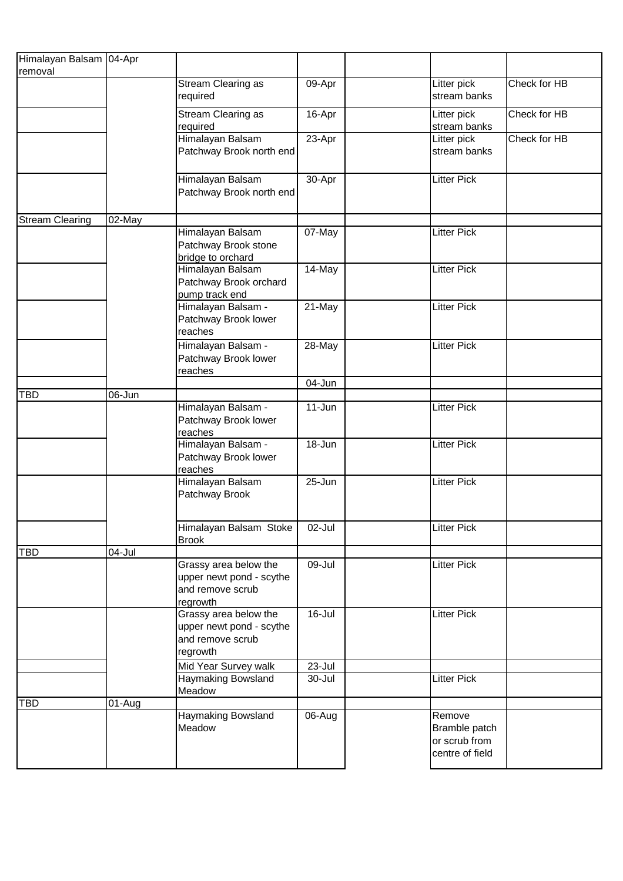| | | | | | | |
|---|---|---|---|---|---|---|
| Himalayan Balsam removal | 04-Apr | | | | | |
| | | Stream Clearing as required | 09-Apr | | Litter pick stream banks | Check for HB |
| | | Stream Clearing as required | 16-Apr | | Litter pick stream banks | Check for HB |
| | | Himalayan Balsam Patchway Brook north end | 23-Apr | | Litter pick stream banks | Check for HB |
| | | Himalayan Balsam Patchway Brook north end | 30-Apr | | Litter Pick | |
| Stream Clearing | 02-May | | | | | |
| | | Himalayan Balsam Patchway Brook stone bridge to orchard | 07-May | | Litter Pick | |
| | | Himalayan Balsam Patchway Brook orchard pump track end | 14-May | | Litter Pick | |
| | | Himalayan Balsam - Patchway Brook lower reaches | 21-May | | Litter Pick | |
| | | Himalayan Balsam - Patchway Brook lower reaches | 28-May | | Litter Pick | |
| | | | 04-Jun | | | |
| TBD | 06-Jun | | | | | |
| | | Himalayan Balsam - Patchway Brook lower reaches | 11-Jun | | Litter Pick | |
| | | Himalayan Balsam - Patchway Brook lower reaches | 18-Jun | | Litter Pick | |
| | | Himalayan Balsam Patchway Brook | 25-Jun | | Litter Pick | |
| | | Himalayan Balsam Stoke Brook | 02-Jul | | Litter Pick | |
| TBD | 04-Jul | | | | | |
| | | Grassy area below the upper newt pond - scythe and remove scrub regrowth | 09-Jul | | Litter Pick | |
| | | Grassy area below the upper newt pond - scythe and remove scrub regrowth | 16-Jul | | Litter Pick | |
| | | Mid Year Survey walk | 23-Jul | | | |
| | | Haymaking Bowsland Meadow | 30-Jul | | Litter Pick | |
| TBD | 01-Aug | | | | | |
| | | Haymaking Bowsland Meadow | 06-Aug | | Remove Bramble patch or scrub from centre of field | |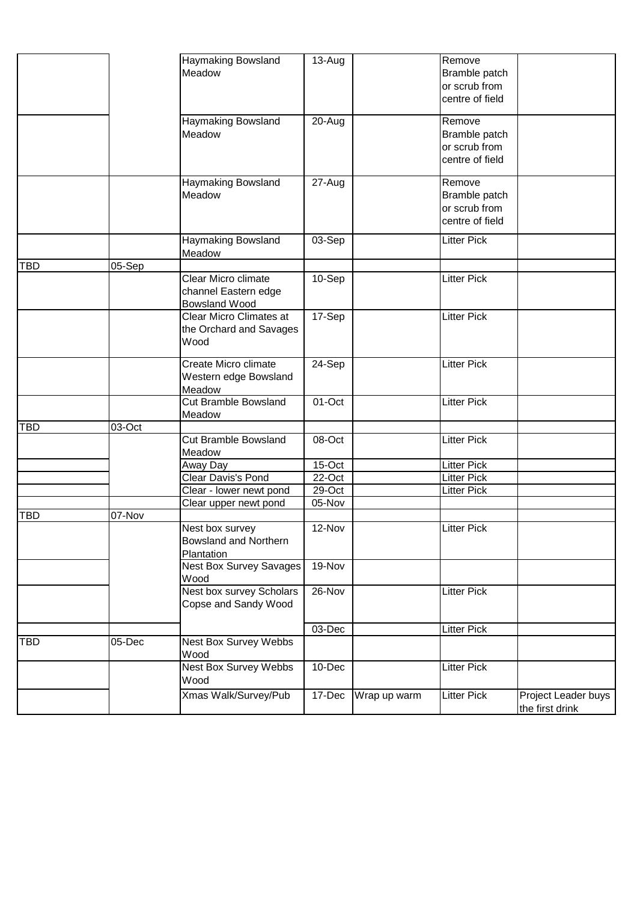| | | | | | | |
|---|---|---|---|---|---|---|
| | | Haymaking Bowsland Meadow | 13-Aug | | Remove Bramble patch or scrub from centre of field | |
| | | Haymaking Bowsland Meadow | 20-Aug | | Remove Bramble patch or scrub from centre of field | |
| | | Haymaking Bowsland Meadow | 27-Aug | | Remove Bramble patch or scrub from centre of field | |
| | | Haymaking Bowsland Meadow | 03-Sep | | Litter Pick | |
| TBD | 05-Sep | | | | | |
| | | Clear Micro climate channel Eastern edge Bowsland Wood | 10-Sep | | Litter Pick | |
| | | Clear Micro Climates at the Orchard and Savages Wood | 17-Sep | | Litter Pick | |
| | | Create Micro climate Western edge Bowsland Meadow | 24-Sep | | Litter Pick | |
| | | Cut Bramble Bowsland Meadow | 01-Oct | | Litter Pick | |
| TBD | 03-Oct | | | | | |
| | | Cut Bramble Bowsland Meadow | 08-Oct | | Litter Pick | |
| | | Away Day | 15-Oct | | Litter Pick | |
| | | Clear Davis's Pond | 22-Oct | | Litter Pick | |
| | | Clear - lower newt pond | 29-Oct | | Litter Pick | |
| | | Clear upper newt pond | 05-Nov | | | |
| TBD | 07-Nov | | | | | |
| | | Nest box survey Bowsland and Northern Plantation | 12-Nov | | Litter Pick | |
| | | Nest Box Survey Savages Wood | 19-Nov | | | |
| | | Nest box survey Scholars Copse and Sandy Wood | 26-Nov | | Litter Pick | |
| | | | 03-Dec | | Litter Pick | |
| TBD | 05-Dec | Nest Box Survey Webbs Wood | | | | |
| | | Nest Box Survey Webbs Wood | 10-Dec | | Litter Pick | |
| | | Xmas Walk/Survey/Pub | 17-Dec | Wrap up warm | Litter Pick | Project Leader buys the first drink |